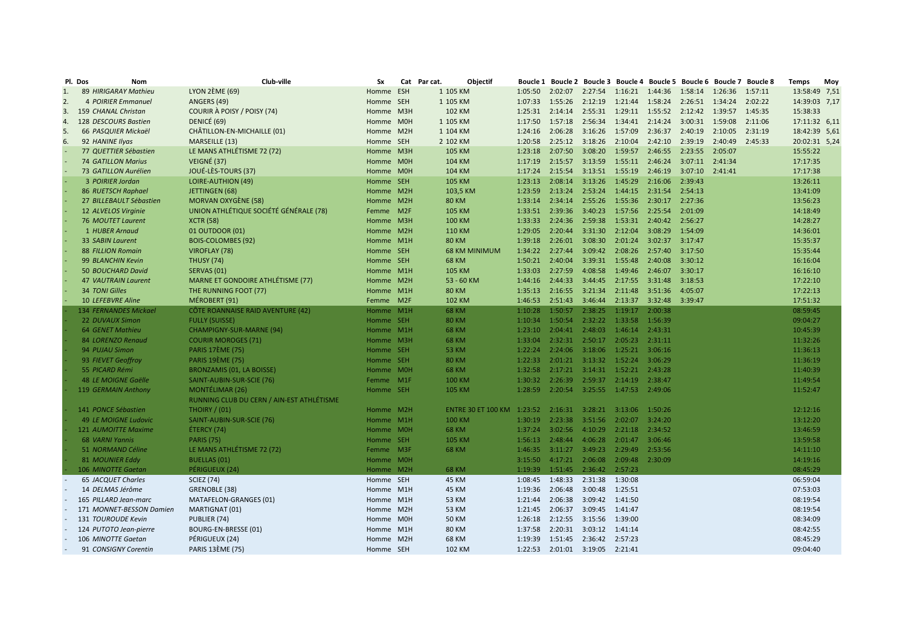| Pl. | Dos | Nom | Club-ville | Sx | Cat | Par cat. | Objectif | Boucle 1 | Boucle 2 | Boucle 3 | Boucle 4 | Boucle 5 | Boucle 6 | Boucle 7 | Boucle 8 | Temps | Moy |
|---|---|---|---|---|---|---|---|---|---|---|---|---|---|---|---|---|---|
| 1. | 89 | HIRIGARAY Mathieu | LYON 2ÈME (69) | Homme | ESH | 1 | 105 KM | 1:05:50 | 2:02:07 | 2:27:54 | 1:16:21 | 1:44:36 | 1:58:14 | 1:26:36 | 1:57:11 | 13:58:49 | 7,51 |
| 2. | 4 | POIRIER Emmanuel | ANGERS (49) | Homme | SEH | 1 | 105 KM | 1:07:33 | 1:55:26 | 2:12:19 | 1:21:44 | 1:58:24 | 2:26:51 | 1:34:24 | 2:02:22 | 14:39:03 | 7,17 |
| 3. | 159 | CHANAL Christan | COURIR À POISY / POISY (74) | Homme | M3H | | 102 KM | 1:25:31 | 2:14:14 | 2:55:31 | 1:29:11 | 1:55:52 | 2:12:42 | 1:39:57 | 1:45:35 | 15:38:33 | |
| 4. | 128 | DESCOURS Bastien | DENICÉ (69) | Homme | M0H | 1 | 105 KM | 1:17:50 | 1:57:18 | 2:56:34 | 1:34:41 | 2:14:24 | 3:00:31 | 1:59:08 | 2:11:06 | 17:11:32 | 6,11 |
| 5. | 66 | PASQUIER Mickaël | CHÂTILLON-EN-MICHAILLE (01) | Homme | M2H | 1 | 104 KM | 1:24:16 | 2:06:28 | 3:16:26 | 1:57:09 | 2:36:37 | 2:40:19 | 2:10:05 | 2:31:19 | 18:42:39 | 5,61 |
| 6. | 92 | HANINE Ilyas | MARSEILLE (13) | Homme | SEH | 2 | 102 KM | 1:20:58 | 2:25:12 | 3:18:26 | 2:10:04 | 2:42:10 | 2:39:19 | 2:40:49 | 2:45:33 | 20:02:31 | 5,24 |
| - | 77 | QUETTIER Sébastien | LE MANS ATHLÉTISME 72 (72) | Homme | M3H | | 105 KM | 1:23:18 | 2:07:50 | 3:08:20 | 1:59:57 | 2:46:55 | 2:23:55 | 2:05:07 | | 15:55:22 | |
| - | 74 | GATILLON Marius | VEIGNÉ (37) | Homme | M0H | | 104 KM | 1:17:19 | 2:15:57 | 3:13:59 | 1:55:11 | 2:46:24 | 3:07:11 | 2:41:34 | | 17:17:35 | |
| - | 73 | GATILLON Aurélien | JOUÉ-LÈS-TOURS (37) | Homme | M0H | | 104 KM | 1:17:24 | 2:15:54 | 3:13:51 | 1:55:19 | 2:46:19 | 3:07:10 | 2:41:41 | | 17:17:38 | |
| - | 3 | POIRIER Jordan | LOIRE-AUTHION (49) | Homme | SEH | | 105 KM | 1:23:13 | 2:08:14 | 3:13:26 | 1:45:29 | 2:16:06 | 2:39:43 | | | 13:26:11 | |
| - | 86 | RUETSCH Raphael | JETTINGEN (68) | Homme | M2H | | 103,5 KM | 1:23:59 | 2:13:24 | 2:53:24 | 1:44:15 | 2:31:54 | 2:54:13 | | | 13:41:09 | |
| - | 27 | BILLEBAULT Sébastien | MORVAN OXYGÈNE (58) | Homme | M2H | | 80 KM | 1:33:14 | 2:34:14 | 2:55:26 | 1:55:36 | 2:30:17 | 2:27:36 | | | 13:56:23 | |
| - | 12 | ALVELOS Virginie | UNION ATHLÉTIQUE SOCIÉTÉ GÉNÉRALE (78) | Femme | M2F | | 105 KM | 1:33:51 | 2:39:36 | 3:40:23 | 1:57:56 | 2:25:54 | 2:01:09 | | | 14:18:49 | |
| - | 76 | MOUTET Laurent | XCTR (58) | Homme | M3H | | 100 KM | 1:33:33 | 2:24:36 | 2:59:38 | 1:53:31 | 2:40:42 | 2:56:27 | | | 14:28:27 | |
| - | 1 | HUBER Arnaud | 01 OUTDOOR (01) | Homme | M2H | | 110 KM | 1:29:05 | 2:20:44 | 3:31:30 | 2:12:04 | 3:08:29 | 1:54:09 | | | 14:36:01 | |
| - | 33 | SABIN Laurent | BOIS-COLOMBES (92) | Homme | M1H | | 80 KM | 1:39:18 | 2:26:01 | 3:08:30 | 2:01:24 | 3:02:37 | 3:17:47 | | | 15:35:37 | |
| - | 88 | FILLION Romain | VIROFLAY (78) | Homme | SEH | | 68 KM MINIMUM | 1:34:22 | 2:27:44 | 3:09:42 | 2:08:26 | 2:57:40 | 3:17:50 | | | 15:35:44 | |
| - | 99 | BLANCHIN Kevin | THUSY (74) | Homme | SEH | | 68 KM | 1:50:21 | 2:40:04 | 3:39:31 | 1:55:48 | 2:40:08 | 3:30:12 | | | 16:16:04 | |
| - | 50 | BOUCHARD David | SERVAS (01) | Homme | M1H | | 105 KM | 1:33:03 | 2:27:59 | 4:08:58 | 1:49:46 | 2:46:07 | 3:30:17 | | | 16:16:10 | |
| - | 47 | VAUTRAIN Laurent | MARNE ET GONDOIRE ATHLÉTISME (77) | Homme | M2H | | 53 - 60 KM | 1:44:16 | 2:44:33 | 3:44:45 | 2:17:55 | 3:31:48 | 3:18:53 | | | 17:22:10 | |
| - | 34 | TONI Gilles | THE RUNNING FOOT (77) | Homme | M1H | | 80 KM | 1:35:13 | 2:16:55 | 3:21:34 | 2:11:48 | 3:51:36 | 4:05:07 | | | 17:22:13 | |
| - | 10 | LEFEBVRE Aline | MÉROBERT (91) | Femme | M2F | | 102 KM | 1:46:53 | 2:51:43 | 3:46:44 | 2:13:37 | 3:32:48 | 3:39:47 | | | 17:51:32 | |
| - | 134 | FERNANDES Mickael | CÔTE ROANNAISE RAID AVENTURE (42) | Homme | M1H | | 68 KM | 1:10:28 | 1:50:57 | 2:38:25 | 1:19:17 | 2:00:38 | | | | 08:59:45 | |
| - | 22 | DUVAUX Simon | FULLY (SUISSE) | Homme | SEH | | 80 KM | 1:10:34 | 1:50:54 | 2:32:22 | 1:33:58 | 1:56:39 | | | | 09:04:27 | |
| - | 64 | GENET Mathieu | CHAMPIGNY-SUR-MARNE (94) | Homme | M1H | | 68 KM | 1:23:10 | 2:04:41 | 2:48:03 | 1:46:14 | 2:43:31 | | | | 10:45:39 | |
| - | 84 | LORENZO Renaud | COURIR MOROGES (71) | Homme | M3H | | 68 KM | 1:33:04 | 2:32:31 | 2:50:17 | 2:05:23 | 2:31:11 | | | | 11:32:26 | |
| - | 94 | PUJAU Simon | PARIS 17ÈME (75) | Homme | SEH | | 53 KM | 1:22:24 | 2:24:06 | 3:18:06 | 1:25:21 | 3:06:16 | | | | 11:36:13 | |
| - | 93 | FIEVET Geoffroy | PARIS 19ÈME (75) | Homme | SEH | | 80 KM | 1:22:33 | 2:01:21 | 3:13:32 | 1:52:24 | 3:06:29 | | | | 11:36:19 | |
| - | 55 | PICARD Rémi | BRONZAMIS (01, LA BOISSE) | Homme | M0H | | 68 KM | 1:32:58 | 2:17:21 | 3:14:31 | 1:52:21 | 2:43:28 | | | | 11:40:39 | |
| - | 48 | LE MOIGNE Gaëlle | SAINT-AUBIN-SUR-SCIE (76) | Femme | M1F | | 100 KM | 1:30:32 | 2:26:39 | 2:59:37 | 2:14:19 | 2:38:47 | | | | 11:49:54 | |
| - | 119 | GERMAIN Anthony | MONTÉLIMAR (26) | Homme | SEH | | 105 KM | 1:28:59 | 2:20:54 | 3:25:55 | 1:47:53 | 2:49:06 | | | | 11:52:47 | |
| - | 141 | PONCE Sébastien | RUNNING CLUB DU CERN / AIN-EST ATHLÉTISME THOIRY / (01) | Homme | M2H | | ENTRE 30 ET 100 KM | 1:23:52 | 2:16:31 | 3:28:21 | 3:13:06 | 1:50:26 | | | | 12:12:16 | |
| - | 49 | LE MOIGNE Ludovic | SAINT-AUBIN-SUR-SCIE (76) | Homme | M1H | | 100 KM | 1:30:19 | 2:23:38 | 3:51:56 | 2:02:07 | 3:24:20 | | | | 13:12:20 | |
| - | 121 | AUMOITTE Maxime | ÉTERCY (74) | Homme | M0H | | 68 KM | 1:37:24 | 3:02:56 | 4:10:29 | 2:21:18 | 2:34:52 | | | | 13:46:59 | |
| - | 68 | VARNI Yannis | PARIS (75) | Homme | SEH | | 105 KM | 1:56:13 | 2:48:44 | 4:06:28 | 2:01:47 | 3:06:46 | | | | 13:59:58 | |
| - | 51 | NORMAND Céline | LE MANS ATHLÉTISME 72 (72) | Femme | M3F | | 68 KM | 1:46:35 | 3:11:27 | 3:49:23 | 2:29:49 | 2:53:56 | | | | 14:11:10 | |
| - | 81 | MOUNIER Eddy | BUELLAS (01) | Homme | M0H | | | 3:15:50 | 4:17:21 | 2:06:08 | 2:09:48 | 2:30:09 | | | | 14:19:16 | |
| - | 106 | MINOTTE Gaetan | PÉRIGUEUX (24) | Homme | M2H | | 68 KM | 1:19:39 | 1:51:45 | 2:36:42 | 2:57:23 | | | | | 08:45:29 | |
| - | 65 | JACQUET Charles | SCIEZ (74) | Homme | SEH | | 45 KM | 1:08:45 | 1:48:33 | 2:31:38 | 1:30:08 | | | | | 06:59:04 | |
| - | 14 | DELMAS Jérôme | GRENOBLE (38) | Homme | M1H | | 45 KM | 1:19:36 | 2:06:48 | 3:00:48 | 1:25:51 | | | | | 07:53:03 | |
| - | 165 | PILLARD Jean-marc | MATAFELON-GRANGES (01) | Homme | M1H | | 53 KM | 1:21:44 | 2:06:38 | 3:09:42 | 1:41:50 | | | | | 08:19:54 | |
| - | 171 | MONNET-BESSON Damien | MARTIGNAT (01) | Homme | M2H | | 53 KM | 1:21:45 | 2:06:37 | 3:09:45 | 1:41:47 | | | | | 08:19:54 | |
| - | 131 | TOUROUDE Kevin | PUBLIER (74) | Homme | M0H | | 50 KM | 1:26:18 | 2:12:55 | 3:15:56 | 1:39:00 | | | | | 08:34:09 | |
| - | 124 | PUTOTO Jean-pierre | BOURG-EN-BRESSE (01) | Homme | M1H | | 80 KM | 1:37:58 | 2:20:31 | 3:03:12 | 1:41:14 | | | | | 08:42:55 | |
| - | 106 | MINOTTE Gaetan | PÉRIGUEUX (24) | Homme | M2H | | 68 KM | 1:19:39 | 1:51:45 | 2:36:42 | 2:57:23 | | | | | 08:45:29 | |
| - | 91 | CONSIGNY Corentin | PARIS 13ÈME (75) | Homme | SEH | | 102 KM | 1:22:53 | 2:01:01 | 3:19:05 | 2:21:41 | | | | | 09:04:40 | |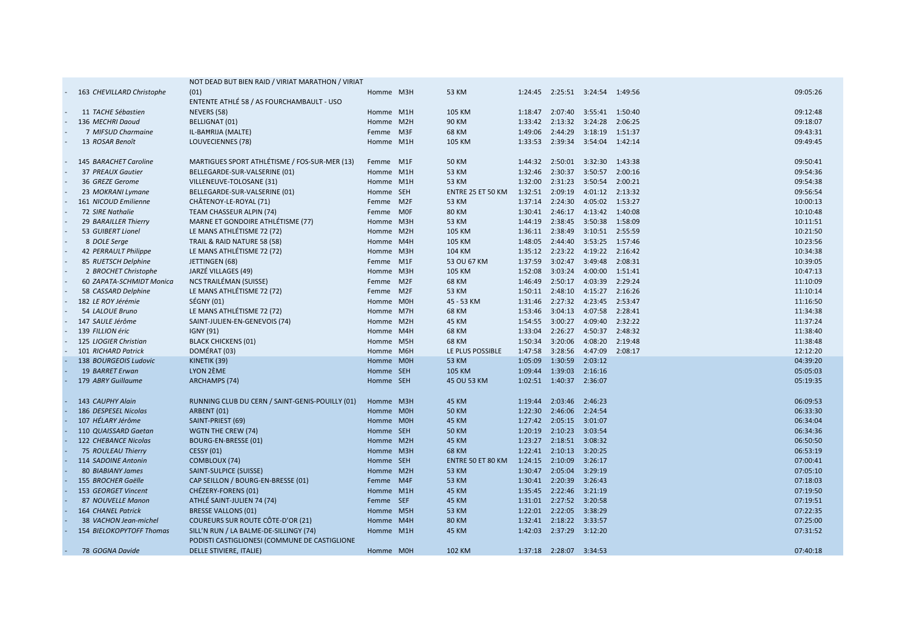| | | | | | | | | | | | |
|---|---|---|---|---|---|---|---|---|---|---|---|
| - | 163 *CHEVILLARD Christophe* | NOT DEAD BUT BIEN RAID / VIRIAT MARATHON / VIRIAT (01) | Homme | M3H | 53 KM | 1:24:45 | 2:25:51 | 3:24:54 | 1:49:56 | | 09:05:26 |
| - | 11 *TACHE Sébastien* | ENTENTE ATHLÉ 58 / AS FOURCHAMBAULT - USO NEVERS (58) | Homme | M1H | 105 KM | 1:18:47 | 2:07:40 | 3:55:41 | 1:50:40 | | 09:12:48 |
| - | 136 *MECHRI Daoud* | BELLIGNAT (01) | Homme | M2H | 90 KM | 1:33:42 | 2:13:32 | 3:24:28 | 2:06:25 | | 09:18:07 |
| - | 7 *MIFSUD Charmaine* | IL-BAĦRIJA (MALTE) | Femme | M3F | 68 KM | 1:49:06 | 2:44:29 | 3:18:19 | 1:51:37 | | 09:43:31 |
| - | 13 *ROSAR Benoît* | LOUVECIENNES (78) | Homme | M1H | 105 KM | 1:33:53 | 2:39:34 | 3:54:04 | 1:42:14 | | 09:49:45 |
| - | 145 *BARACHET Caroline* | MARTIGUES SPORT ATHLÉTISME / FOS-SUR-MER (13) | Femme | M1F | 50 KM | 1:44:32 | 2:50:01 | 3:32:30 | 1:43:38 | | 09:50:41 |
| - | 37 *PREAUX Gautier* | BELLEGARDE-SUR-VALSERINE (01) | Homme | M1H | 53 KM | 1:32:46 | 2:30:37 | 3:50:57 | 2:00:16 | | 09:54:36 |
| - | 36 *GREZE Gerome* | VILLENEUVE-TOLOSANE (31) | Homme | M1H | 53 KM | 1:32:00 | 2:31:23 | 3:50:54 | 2:00:21 | | 09:54:38 |
| - | 23 *MOKRANI Lymane* | BELLEGARDE-SUR-VALSERINE (01) | Homme | SEH | ENTRE 25 ET 50 KM | 1:32:51 | 2:09:19 | 4:01:12 | 2:13:32 | | 09:56:54 |
| - | 161 *NICOUD Emilienne* | CHÂTENOY-LE-ROYAL (71) | Femme | M2F | 53 KM | 1:37:14 | 2:24:30 | 4:05:02 | 1:53:27 | | 10:00:13 |
| - | 72 *SIRE Nathalie* | TEAM CHASSEUR ALPIN (74) | Femme | M0F | 80 KM | 1:30:41 | 2:46:17 | 4:13:42 | 1:40:08 | | 10:10:48 |
| - | 29 *BARAILLER Thierry* | MARNE ET GONDOIRE ATHLÉTISME (77) | Homme | M3H | 53 KM | 1:44:19 | 2:38:45 | 3:50:38 | 1:58:09 | | 10:11:51 |
| - | 53 *GUIBERT Lionel* | LE MANS ATHLÉTISME 72 (72) | Homme | M2H | 105 KM | 1:36:11 | 2:38:49 | 3:10:51 | 2:55:59 | | 10:21:50 |
| - | 8 *DOLE Serge* | TRAIL & RAID NATURE 58 (58) | Homme | M4H | 105 KM | 1:48:05 | 2:44:40 | 3:53:25 | 1:57:46 | | 10:23:56 |
| - | 42 *PERRAULT Philippe* | LE MANS ATHLÉTISME 72 (72) | Homme | M3H | 104 KM | 1:35:12 | 2:23:22 | 4:19:22 | 2:16:42 | | 10:34:38 |
| - | 85 *RUETSCH Delphine* | JETTINGEN (68) | Femme | M1F | 53 OU 67 KM | 1:37:59 | 3:02:47 | 3:49:48 | 2:08:31 | | 10:39:05 |
| - | 2 *BROCHET Christophe* | JARZÉ VILLAGES (49) | Homme | M3H | 105 KM | 1:52:08 | 3:03:24 | 4:00:00 | 1:51:41 | | 10:47:13 |
| - | 60 *ZAPATA-SCHMIDT Monica* | NCS TRAILÉMAN (SUISSE) | Femme | M2F | 68 KM | 1:46:49 | 2:50:17 | 4:03:39 | 2:29:24 | | 11:10:09 |
| - | 58 *CASSARD Delphine* | LE MANS ATHLÉTISME 72 (72) | Femme | M2F | 53 KM | 1:50:11 | 2:48:10 | 4:15:27 | 2:16:26 | | 11:10:14 |
| - | 182 *LE ROY Jérémie* | SÉGNY (01) | Homme | M0H | 45 - 53 KM | 1:31:46 | 2:27:32 | 4:23:45 | 2:53:47 | | 11:16:50 |
| - | 54 *LALOUE Bruno* | LE MANS ATHLÉTISME 72 (72) | Homme | M7H | 68 KM | 1:53:46 | 3:04:13 | 4:07:58 | 2:28:41 | | 11:34:38 |
| - | 147 *SAULE Jérôme* | SAINT-JULIEN-EN-GENEVOIS (74) | Homme | M2H | 45 KM | 1:54:55 | 3:00:27 | 4:09:40 | 2:32:22 | | 11:37:24 |
| - | 139 *FILLION éric* | IGNY (91) | Homme | M4H | 68 KM | 1:33:04 | 2:26:27 | 4:50:37 | 2:48:32 | | 11:38:40 |
| - | 125 *LIOGIER Christian* | BLACK CHICKENS (01) | Homme | M5H | 68 KM | 1:50:34 | 3:20:06 | 4:08:20 | 2:19:48 | | 11:38:48 |
| - | 101 *RICHARD Patrick* | DOMÉRAT (03) | Homme | M6H | LE PLUS POSSIBLE | 1:47:58 | 3:28:56 | 4:47:09 | 2:08:17 | | 12:12:20 |
| - | 138 *BOURGEOIS Ludovic* | KINETIK (39) | Homme | M0H | 53 KM | 1:05:09 | 1:30:59 | 2:03:12 | | | 04:39:20 |
| - | 19 *BARRET Erwan* | LYON 2ÈME | Homme | SEH | 105 KM | 1:09:44 | 1:39:03 | 2:16:16 | | | 05:05:03 |
| - | 179 *ABRY Guillaume* | ARCHAMPS (74) | Homme | SEH | 45 OU 53 KM | 1:02:51 | 1:40:37 | 2:36:07 | | | 05:19:35 |
| - | 143 *CAUPHY Alain* | RUNNING CLUB DU CERN / SAINT-GENIS-POUILLY (01) | Homme | M3H | 45 KM | 1:19:44 | 2:03:46 | 2:46:23 | | | 06:09:53 |
| - | 186 *DESPESEL Nicolas* | ARBENT (01) | Homme | M0H | 50 KM | 1:22:30 | 2:46:06 | 2:24:54 | | | 06:33:30 |
| - | 107 *HÉLARY Jérôme* | SAINT-PRIEST (69) | Homme | M0H | 45 KM | 1:27:42 | 2:05:15 | 3:01:07 | | | 06:34:04 |
| - | 110 *QUAISSARD Gaetan* | WGTN THE CREW (74) | Homme | SEH | 50 KM | 1:20:19 | 2:10:23 | 3:03:54 | | | 06:34:36 |
| - | 122 *CHEBANCE Nicolas* | BOURG-EN-BRESSE (01) | Homme | M2H | 45 KM | 1:23:27 | 2:18:51 | 3:08:32 | | | 06:50:50 |
| - | 75 *ROULEAU Thierry* | CESSY (01) | Homme | M3H | 68 KM | 1:22:41 | 2:10:13 | 3:20:25 | | | 06:53:19 |
| - | 114 *SADOINE Antonin* | COMBLOUX (74) | Homme | SEH | ENTRE 50 ET 80 KM | 1:24:15 | 2:10:09 | 3:26:17 | | | 07:00:41 |
| - | 80 *BIABIANY James* | SAINT-SULPICE (SUISSE) | Homme | M2H | 53 KM | 1:30:47 | 2:05:04 | 3:29:19 | | | 07:05:10 |
| - | 155 *BROCHER Gaëlle* | CAP SEILLON / BOURG-EN-BRESSE (01) | Femme | M4F | 53 KM | 1:30:41 | 2:20:39 | 3:26:43 | | | 07:18:03 |
| - | 153 *GEORGET Vincent* | CHÉZERY-FORENS (01) | Homme | M1H | 45 KM | 1:35:45 | 2:22:46 | 3:21:19 | | | 07:19:50 |
| - | 87 *NOUVELLE Manon* | ATHLÉ SAINT-JULIEN 74 (74) | Femme | SEF | 45 KM | 1:31:01 | 2:27:52 | 3:20:58 | | | 07:19:51 |
| - | 164 *CHANEL Patrick* | BRESSE VALLONS (01) | Homme | M5H | 53 KM | 1:22:01 | 2:22:05 | 3:38:29 | | | 07:22:35 |
| - | 38 *VACHON Jean-michel* | COUREURS SUR ROUTE CÔTE-D'OR (21) | Homme | M4H | 80 KM | 1:32:41 | 2:18:22 | 3:33:57 | | | 07:25:00 |
| - | 154 *BIELOKOPYTOFF Thomas* | SILL'N RUN / LA BALME-DE-SILLINGY (74) | Homme | M1H | 45 KM | 1:42:03 | 2:37:29 | 3:12:20 | | | 07:31:52 |
| - | 78 *GOGNA Davide* | PODISTI CASTIGLIONESI (COMMUNE DE CASTIGLIONE DELLE STIVIERE, ITALIE) | Homme | M0H | 102 KM | 1:37:18 | 2:28:07 | 3:34:53 | | | 07:40:18 |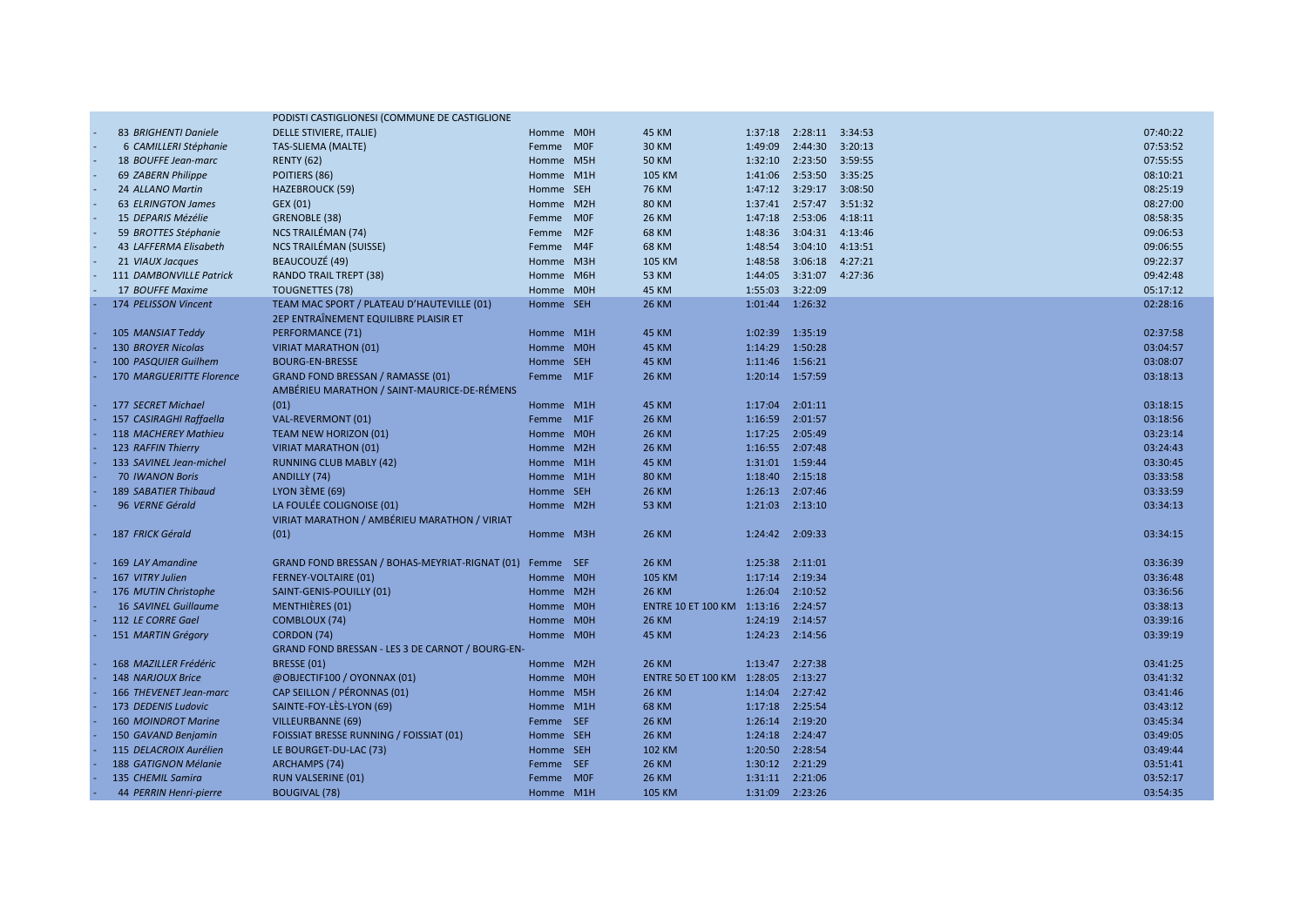| | | | | | | | | | | |
|---|---|---|---|---|---|---|---|---|---|---|
| - | 83 *BRIGHENTI Daniele* | PODISTI CASTIGLIONESI (COMMUNE DE CASTIGLIONE DELLE STIVIERE, ITALIE) | Homme | M0H | 45 KM | 1:37:18 | 2:28:11 | 3:34:53 | | 07:40:22 |
| - | 6 *CAMILLERI Stéphanie* | TAS-SLIEMA (MALTE) | Femme | M0F | 30 KM | 1:49:09 | 2:44:30 | 3:20:13 | | 07:53:52 |
| - | 18 *BOUFFE Jean-marc* | RENTY (62) | Homme | M5H | 50 KM | 1:32:10 | 2:23:50 | 3:59:55 | | 07:55:55 |
| - | 69 *ZABERN Philippe* | POITIERS (86) | Homme | M1H | 105 KM | 1:41:06 | 2:53:50 | 3:35:25 | | 08:10:21 |
| - | 24 *ALLANO Martin* | HAZEBROUCK (59) | Homme | SEH | 76 KM | 1:47:12 | 3:29:17 | 3:08:50 | | 08:25:19 |
| - | 63 *ELRINGTON James* | GEX (01) | Homme | M2H | 80 KM | 1:37:41 | 2:57:47 | 3:51:32 | | 08:27:00 |
| - | 15 *DEPARIS Mézélie* | GRENOBLE (38) | Femme | M0F | 26 KM | 1:47:18 | 2:53:06 | 4:18:11 | | 08:58:35 |
| - | 59 *BROTTES Stéphanie* | NCS TRAILÉMAN (74) | Femme | M2F | 68 KM | 1:48:36 | 3:04:31 | 4:13:46 | | 09:06:53 |
| - | 43 *LAFFERMA Elisabeth* | NCS TRAILÉMAN (SUISSE) | Femme | M4F | 68 KM | 1:48:54 | 3:04:10 | 4:13:51 | | 09:06:55 |
| - | 21 *VIAUX Jacques* | BEAUCOUZÉ (49) | Homme | M3H | 105 KM | 1:48:58 | 3:06:18 | 4:27:21 | | 09:22:37 |
| - | 111 *DAMBONVILLE Patrick* | RANDO TRAIL TREPT (38) | Homme | M6H | 53 KM | 1:44:05 | 3:31:07 | 4:27:36 | | 09:42:48 |
| - | 17 *BOUFFE Maxime* | TOUGNETTES (78) | Homme | M0H | 45 KM | 1:55:03 | 3:22:09 | | | 05:17:12 |
| - | 174 *PELISSON Vincent* | TEAM MAC SPORT / PLATEAU D'HAUTEVILLE (01) | Homme | SEH | 26 KM | 1:01:44 | 1:26:32 | | | 02:28:16 |
| - | 105 *MANSIAT Teddy* | 2EP ENTRAÎNEMENT EQUILIBRE PLAISIR ET PERFORMANCE (71) | Homme | M1H | 45 KM | 1:02:39 | 1:35:19 | | | 02:37:58 |
| - | 130 *BROYER Nicolas* | VIRIAT MARATHON (01) | Homme | M0H | 45 KM | 1:14:29 | 1:50:28 | | | 03:04:57 |
| - | 100 *PASQUIER Guilhem* | BOURG-EN-BRESSE | Homme | SEH | 45 KM | 1:11:46 | 1:56:21 | | | 03:08:07 |
| - | 170 *MARGUERITTE Florence* | GRAND FOND BRESSAN / RAMASSE (01) | Femme | M1F | 26 KM | 1:20:14 | 1:57:59 | | | 03:18:13 |
| - | 177 *SECRET Michael* | AMBÉRIEU MARATHON / SAINT-MAURICE-DE-RÉMENS (01) | Homme | M1H | 45 KM | 1:17:04 | 2:01:11 | | | 03:18:15 |
| - | 157 *CASIRAGHI Raffaella* | VAL-REVERMONT (01) | Femme | M1F | 26 KM | 1:16:59 | 2:01:57 | | | 03:18:56 |
| - | 118 *MACHEREY Mathieu* | TEAM NEW HORIZON (01) | Homme | M0H | 26 KM | 1:17:25 | 2:05:49 | | | 03:23:14 |
| - | 123 *RAFFIN Thierry* | VIRIAT MARATHON (01) | Homme | M2H | 26 KM | 1:16:55 | 2:07:48 | | | 03:24:43 |
| - | 133 *SAVINEL Jean-michel* | RUNNING CLUB MABLY (42) | Homme | M1H | 45 KM | 1:31:01 | 1:59:44 | | | 03:30:45 |
| - | 70 *IWANON Boris* | ANDILLY (74) | Homme | M1H | 80 KM | 1:18:40 | 2:15:18 | | | 03:33:58 |
| - | 189 *SABATIER Thibaud* | LYON 3ÈME (69) | Homme | SEH | 26 KM | 1:26:13 | 2:07:46 | | | 03:33:59 |
| - | 96 *VERNE Gérald* | LA FOULÉE COLIGNOISE (01) | Homme | M2H | 53 KM | 1:21:03 | 2:13:10 | | | 03:34:13 |
| - | 187 *FRICK Gérald* | VIRIAT MARATHON / AMBÉRIEU MARATHON / VIRIAT (01) | Homme | M3H | 26 KM | 1:24:42 | 2:09:33 | | | 03:34:15 |
| - | 169 *LAY Amandine* | GRAND FOND BRESSAN / BOHAS-MEYRIAT-RIGNAT (01) | Femme | SEF | 26 KM | 1:25:38 | 2:11:01 | | | 03:36:39 |
| - | 167 *VITRY Julien* | FERNEY-VOLTAIRE (01) | Homme | M0H | 105 KM | 1:17:14 | 2:19:34 | | | 03:36:48 |
| - | 176 *MUTIN Christophe* | SAINT-GENIS-POUILLY (01) | Homme | M2H | 26 KM | 1:26:04 | 2:10:52 | | | 03:36:56 |
| - | 16 *SAVINEL Guillaume* | MENTHIÈRES (01) | Homme | M0H | ENTRE 10 ET 100 KM | 1:13:16 | 2:24:57 | | | 03:38:13 |
| - | 112 *LE CORRE Gael* | COMBLOUX (74) | Homme | M0H | 26 KM | 1:24:19 | 2:14:57 | | | 03:39:16 |
| - | 151 *MARTIN Grégory* | CORDON (74) | Homme | M0H | 45 KM | 1:24:23 | 2:14:56 | | | 03:39:19 |
| - | 168 *MAZILLER Frédéric* | GRAND FOND BRESSAN - LES 3 DE CARNOT / BOURG-EN-BRESSE (01) | Homme | M2H | 26 KM | 1:13:47 | 2:27:38 | | | 03:41:25 |
| - | 148 *NARJOUX Brice* | @OBJECTIF100 / OYONNAX (01) | Homme | M0H | ENTRE 50 ET 100 KM | 1:28:05 | 2:13:27 | | | 03:41:32 |
| - | 166 *THEVENET Jean-marc* | CAP SEILLON / PÉRONNAS (01) | Homme | M5H | 26 KM | 1:14:04 | 2:27:42 | | | 03:41:46 |
| - | 173 *DEDENIS Ludovic* | SAINTE-FOY-LÈS-LYON (69) | Homme | M1H | 68 KM | 1:17:18 | 2:25:54 | | | 03:43:12 |
| - | 160 *MOINDROT Marine* | VILLEURBANNE (69) | Femme | SEF | 26 KM | 1:26:14 | 2:19:20 | | | 03:45:34 |
| - | 150 *GAVAND Benjamin* | FOISSIAT BRESSE RUNNING / FOISSIAT (01) | Homme | SEH | 26 KM | 1:24:18 | 2:24:47 | | | 03:49:05 |
| - | 115 *DELACROIX Aurélien* | LE BOURGET-DU-LAC (73) | Homme | SEH | 102 KM | 1:20:50 | 2:28:54 | | | 03:49:44 |
| - | 188 *GATIGNON Mélanie* | ARCHAMPS (74) | Femme | SEF | 26 KM | 1:30:12 | 2:21:29 | | | 03:51:41 |
| - | 135 *CHEMIL Samira* | RUN VALSERINE (01) | Femme | M0F | 26 KM | 1:31:11 | 2:21:06 | | | 03:52:17 |
| - | 44 *PERRIN Henri-pierre* | BOUGIVAL (78) | Homme | M1H | 105 KM | 1:31:09 | 2:23:26 | | | 03:54:35 |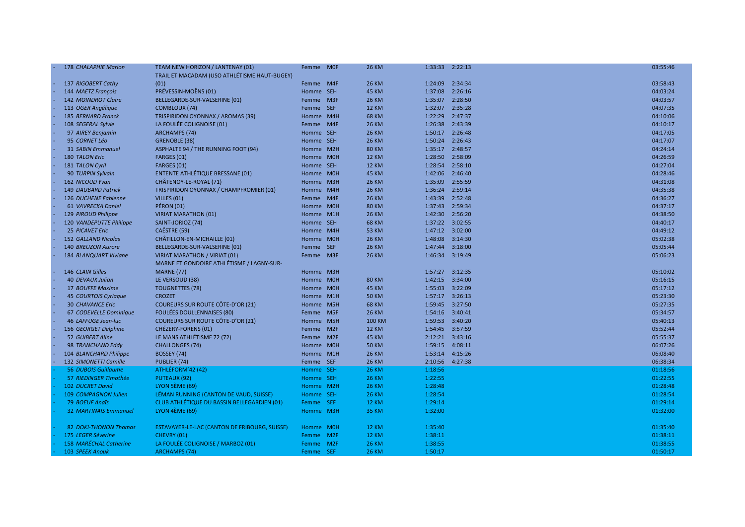| | Dossard | Nom | Club / Ville | Sexe | Catégorie | Distance | | | Temps |
|---|---|---|---|---|---|---|---|---|---|
| - | 178 | *CHALAPHIE Marion* | TEAM NEW HORIZON / LANTENAY (01) | Femme | M0F | 26 KM | 1:33:33 | 2:22:13 | 03:55:46 |
| - | 137 | *RIGOBERT Cathy* | TRAIL ET MACADAM (USO ATHLÉTISME HAUT-BUGEY) (01) | Femme | M4F | 26 KM | 1:24:09 | 2:34:34 | 03:58:43 |
| - | 144 | *MAETZ François* | PRÉVESSIN-MOËNS (01) | Homme | SEH | 45 KM | 1:37:08 | 2:26:16 | 04:03:24 |
| - | 142 | *MOINDROT Claire* | BELLEGARDE-SUR-VALSERINE (01) | Femme | M3F | 26 KM | 1:35:07 | 2:28:50 | 04:03:57 |
| - | 113 | *OGER Angélique* | COMBLOUX (74) | Femme | SEF | 12 KM | 1:32:07 | 2:35:28 | 04:07:35 |
| - | 185 | *BERNARD Franck* | TRISPIRIDON OYONNAX / AROMAS (39) | Homme | M4H | 68 KM | 1:22:29 | 2:47:37 | 04:10:06 |
| - | 108 | *SEGERAL Sylvie* | LA FOULÉE COLIGNOISE (01) | Femme | M4F | 26 KM | 1:26:38 | 2:43:39 | 04:10:17 |
| - | 97 | *AIREY Benjamin* | ARCHAMPS (74) | Homme | SEH | 26 KM | 1:50:17 | 2:26:48 | 04:17:05 |
| - | 95 | *CORNET Léo* | GRENOBLE (38) | Homme | SEH | 26 KM | 1:50:24 | 2:26:43 | 04:17:07 |
| - | 31 | *SABIN Emmanuel* | ASPHALTE 94 / THE RUNNING FOOT (94) | Homme | M2H | 80 KM | 1:35:17 | 2:48:57 | 04:24:14 |
| - | 180 | *TALON Eric* | FARGES (01) | Homme | M0H | 12 KM | 1:28:50 | 2:58:09 | 04:26:59 |
| - | 181 | *TALON Cyril* | FARGES (01) | Homme | SEH | 12 KM | 1:28:54 | 2:58:10 | 04:27:04 |
| - | 90 | *TURPIN Sylvain* | ENTENTE ATHLÉTIQUE BRESSANE (01) | Homme | M0H | 45 KM | 1:42:06 | 2:46:40 | 04:28:46 |
| - | 162 | *NICOUD Yvan* | CHÂTENOY-LE-ROYAL (71) | Homme | M3H | 26 KM | 1:35:09 | 2:55:59 | 04:31:08 |
| - | 149 | *DAUBARD Patrick* | TRISPIRIDON OYONNAX / CHAMPFROMIER (01) | Homme | M4H | 26 KM | 1:36:24 | 2:59:14 | 04:35:38 |
| - | 126 | *DUCHENE Fabienne* | VILLES (01) | Femme | M4F | 26 KM | 1:43:39 | 2:52:48 | 04:36:27 |
| - | 61 | *VAVRECKA Daniel* | PÉRON (01) | Homme | M0H | 80 KM | 1:37:43 | 2:59:34 | 04:37:17 |
| - | 129 | *PIROUD Philippe* | VIRIAT MARATHON (01) | Homme | M1H | 26 KM | 1:42:30 | 2:56:20 | 04:38:50 |
| - | 120 | *VANDEPUTTE Philippe* | SAINT-JORIOZ (74) | Homme | SEH | 68 KM | 1:37:22 | 3:02:55 | 04:40:17 |
| - | 25 | *PICAVET Eric* | CAËSTRE (59) | Homme | M4H | 53 KM | 1:47:12 | 3:02:00 | 04:49:12 |
| - | 152 | *GALLAND Nicolas* | CHÂTILLON-EN-MICHAILLE (01) | Homme | M0H | 26 KM | 1:48:08 | 3:14:30 | 05:02:38 |
| - | 140 | *BREUZON Aurore* | BELLEGARDE-SUR-VALSERINE (01) | Femme | SEF | 26 KM | 1:47:44 | 3:18:00 | 05:05:44 |
| - | 184 | *BLANQUART Viviane* | VIRIAT MARATHON / VIRIAT (01) | Femme | M3F | 26 KM | 1:46:34 | 3:19:49 | 05:06:23 |
| - | 146 | *CLAIN Gilles* | MARNE ET GONDOIRE ATHLÉTISME / LAGNY-SUR-MARNE (77) | Homme | M3H | | 1:57:27 | 3:12:35 | 05:10:02 |
| - | 40 | *DEVAUX Julian* | LE VERSOUD (38) | Homme | M0H | 80 KM | 1:42:15 | 3:34:00 | 05:16:15 |
| - | 17 | *BOUFFE Maxime* | TOUGNETTES (78) | Homme | M0H | 45 KM | 1:55:03 | 3:22:09 | 05:17:12 |
| - | 45 | *COURTOIS Cyriaque* | CROZET | Homme | M1H | 50 KM | 1:57:17 | 3:26:13 | 05:23:30 |
| - | 30 | *CHAVANCE Eric* | COUREURS SUR ROUTE CÔTE-D'OR (21) | Homme | M5H | 68 KM | 1:59:45 | 3:27:50 | 05:27:35 |
| - | 67 | *CODEVELLE Dominique* | FOULÉES DOULLENNAISES (80) | Femme | M5F | 26 KM | 1:54:16 | 3:40:41 | 05:34:57 |
| - | 46 | *LAFFUGE Jean-luc* | COUREURS SUR ROUTE CÔTE-D'OR (21) | Homme | M5H | 100 KM | 1:59:53 | 3:40:20 | 05:40:13 |
| - | 156 | *GEORGET Delphine* | CHÉZERY-FORENS (01) | Femme | M2F | 12 KM | 1:54:45 | 3:57:59 | 05:52:44 |
| - | 52 | *GUIBERT Aline* | LE MANS ATHLÉTISME 72 (72) | Femme | M2F | 45 KM | 2:12:21 | 3:43:16 | 05:55:37 |
| - | 98 | *TRANCHAND Eddy* | CHALLONGES (74) | Homme | M0H | 50 KM | 1:59:15 | 4:08:11 | 06:07:26 |
| - | 104 | *BLANCHARD Philippe* | BOSSEY (74) | Homme | M1H | 26 KM | 1:53:14 | 4:15:26 | 06:08:40 |
| - | 132 | *SIMONETTI Camille* | PUBLIER (74) | Femme | SEF | 26 KM | 2:10:56 | 4:27:38 | 06:38:34 |
| - | 56 | *DUBOIS Guillaume* | ATHLÉFORM'42 (42) | Homme | SEH | 26 KM | 1:18:56 | | 01:18:56 |
| - | 57 | *RIEDINGER Timothée* | PUTEAUX (92) | Homme | SEH | 26 KM | 1:22:55 | | 01:22:55 |
| - | 102 | *DUCRET David* | LYON 5ÈME (69) | Homme | M2H | 26 KM | 1:28:48 | | 01:28:48 |
| - | 109 | *COMPAGNON Julien* | LÉMAN RUNNING (CANTON DE VAUD, SUISSE) | Homme | SEH | 26 KM | 1:28:54 | | 01:28:54 |
| - | 79 | *BOEUF Anaïs* | CLUB ATHLÉTIQUE DU BASSIN BELLEGARDIEN (01) | Femme | SEF | 12 KM | 1:29:14 | | 01:29:14 |
| - | 32 | *MARTINAIS Emmanuel* | LYON 4ÈME (69) | Homme | M3H | 35 KM | 1:32:00 | | 01:32:00 |
| - | 82 | *DOKI-THONON Thomas* | ESTAVAYER-LE-LAC (CANTON DE FRIBOURG, SUISSE) | Homme | M0H | 12 KM | 1:35:40 | | 01:35:40 |
| - | 175 | *LEGER Séverine* | CHEVRY (01) | Femme | M2F | 12 KM | 1:38:11 | | 01:38:11 |
| - | 158 | *MARÉCHAL Catherine* | LA FOULÉE COLIGNOISE / MARBOZ (01) | Femme | M2F | 26 KM | 1:38:55 | | 01:38:55 |
| - | 103 | *SPEEK Anouk* | ARCHAMPS (74) | Femme | SEF | 26 KM | 1:50:17 | | 01:50:17 |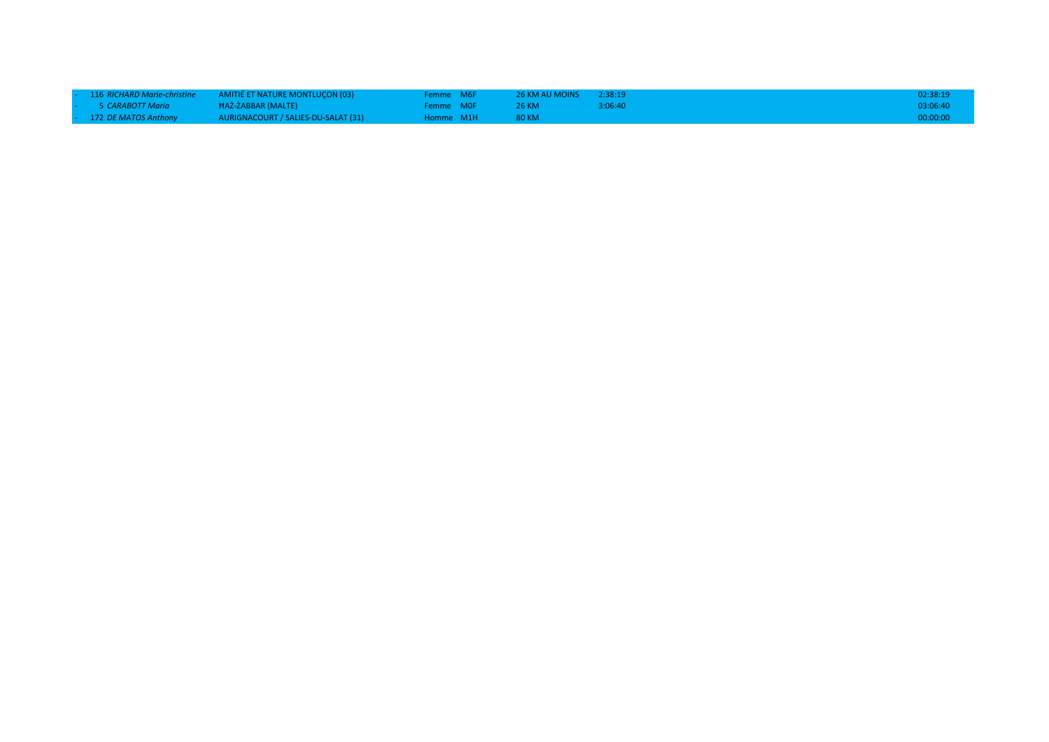| | | | | | | | | |
|---|---|---|---|---|---|---|---|---|
| - | 116 | *RICHARD Marie-christine* | AMITIÉ ET NATURE MONTLUÇON (03) | Femme | M6F | 26 KM AU MOINS | 2:38:19 | 02:38:19 |
| - | 5 | *CARABOTT Maria* | ĦAŻ-ŻABBAR (MALTE) | Femme | M0F | 26 KM | 3:06:40 | 03:06:40 |
| - | 172 | *DE MATOS Anthony* | AURIGNACOURT / SALIES-DU-SALAT (31) | Homme | M1H | 80 KM | | 00:00:00 |